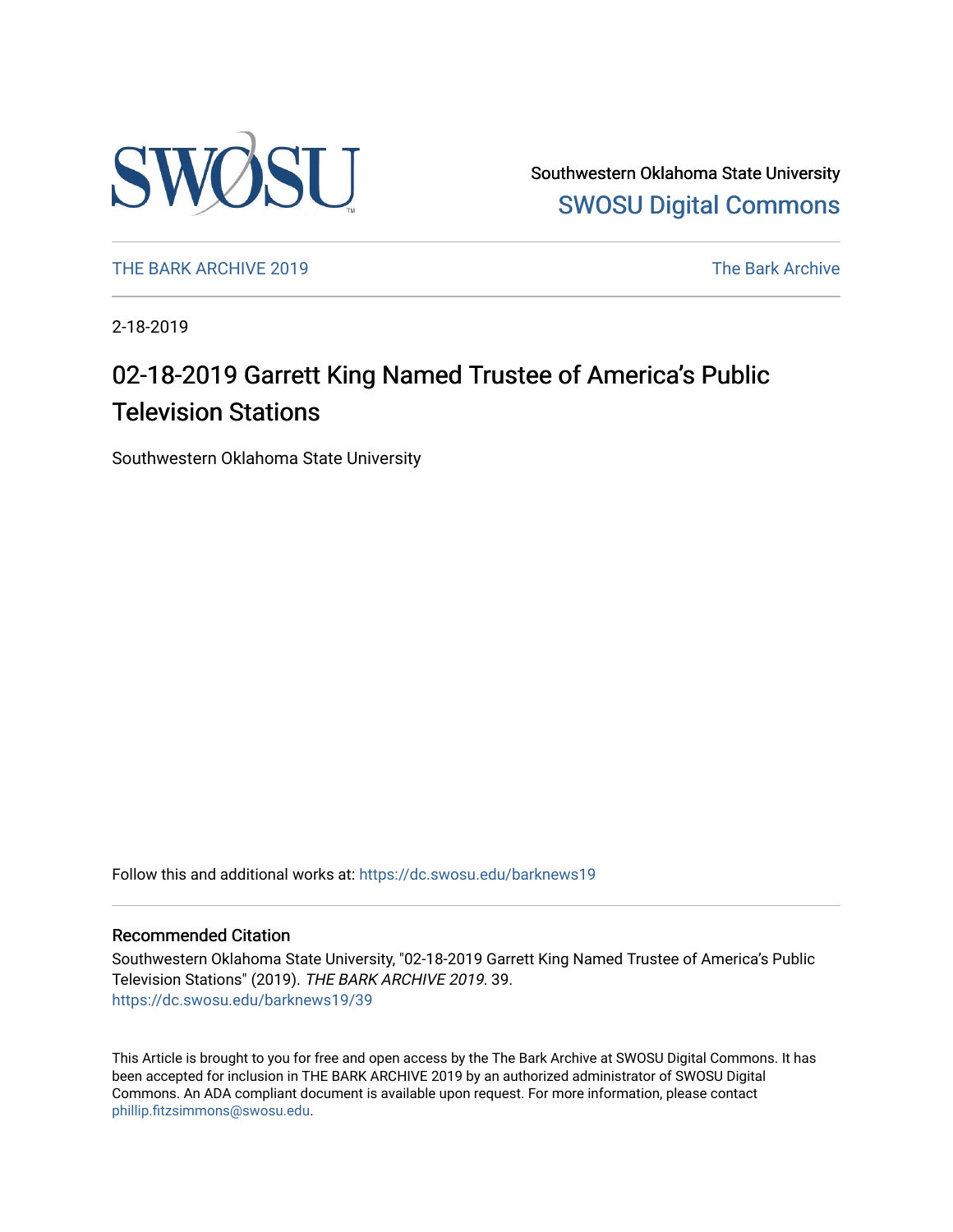Southwestern Oklahoma State University
SWOSU Digital Commons

THE BARK ARCHIVE 2019 | The Bark Archive

2-18-2019

# 02-18-2019 Garrett King Named Trustee of America's Public Television Stations

Southwestern Oklahoma State University

Follow this and additional works at: https://dc.swosu.edu/barknews19

## Recommended Citation

Southwestern Oklahoma State University, "02-18-2019 Garrett King Named Trustee of America's Public Television Stations" (2019). *THE BARK ARCHIVE 2019*. 39.
https://dc.swosu.edu/barknews19/39

This Article is brought to you for free and open access by the The Bark Archive at SWOSU Digital Commons. It has been accepted for inclusion in THE BARK ARCHIVE 2019 by an authorized administrator of SWOSU Digital Commons. An ADA compliant document is available upon request. For more information, please contact phillip.fitzsimmons@swosu.edu.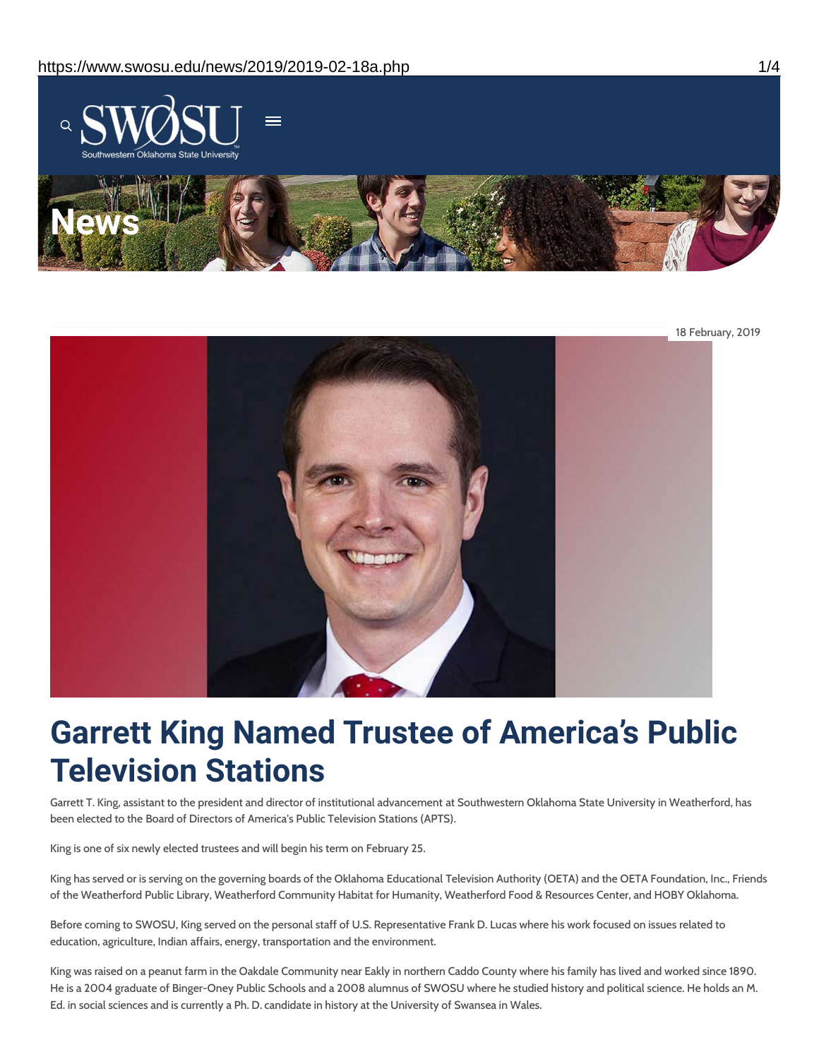18 February, 2019

# Garrett King Named Trustee of America's Public Television Stations

Garrett T. King, assistant to the president and director of institutional advancement at Southwestern Oklahoma State University in Weatherford, has been elected to the Board of Directors of America's Public Television Stations (APTS).

King is one of six newly elected trustees and will begin his term on February 25.

King has served or is serving on the governing boards of the Oklahoma Educational Television Authority (OETA) and the OETA Foundation, Inc., Friends of the Weatherford Public Library, Weatherford Community Habitat for Humanity, Weatherford Food & Resources Center, and HOBY Oklahoma.

Before coming to SWOSU, King served on the personal staff of U.S. Representative Frank D. Lucas where his work focused on issues related to education, agriculture, Indian affairs, energy, transportation and the environment.

King was raised on a peanut farm in the Oakdale Community near Eakly in northern Caddo County where his family has lived and worked since 1890. He is a 2004 graduate of Binger-Oney Public Schools and a 2008 alumnus of SWOSU where he studied history and political science. He holds an M. Ed. in social sciences and is currently a Ph. D. candidate in history at the University of Swansea in Wales.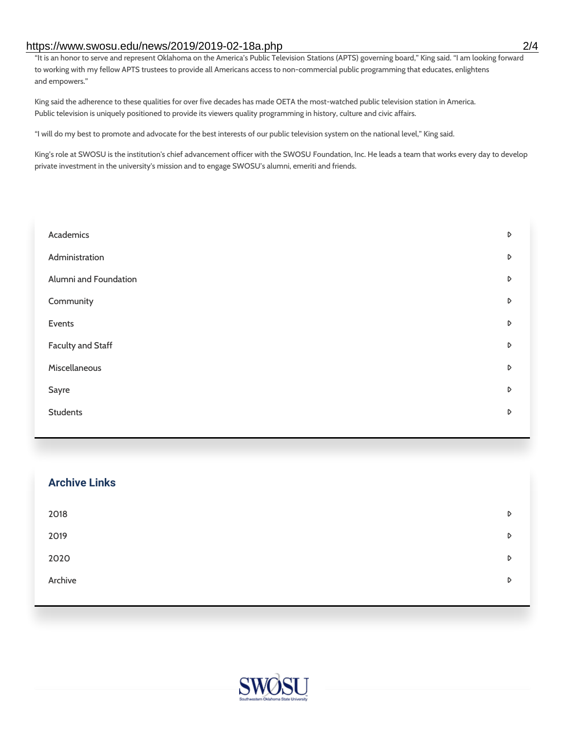"It is an honor to serve and represent Oklahoma on the America's Public Television Stations (APTS) governing board," King said. "I am looking forward to working with my fellow APTS trustees to provide all Americans access to non-commercial public programming that educates, enlightens and empowers."

King said the adherence to these qualities for over five decades has made OETA the most-watched public television station in America. Public television is uniquely positioned to provide its viewers quality programming in history, culture and civic affairs.

"I will do my best to promote and advocate for the best interests of our public television system on the national level," King said.

King's role at SWOSU is the institution's chief advancement officer with the SWOSU Foundation, Inc. He leads a team that works every day to develop private investment in the university's mission and to engage SWOSU's alumni, emeriti and friends.

- Academics
- Administration
- Alumni and Foundation
- Community
- Events
- Faculty and Staff
- Miscellaneous
- Sayre
- Students

## Archive Links

- 2018
- 2019
- 2020
- Archive

SWOSU

Southwestern Oklahoma State University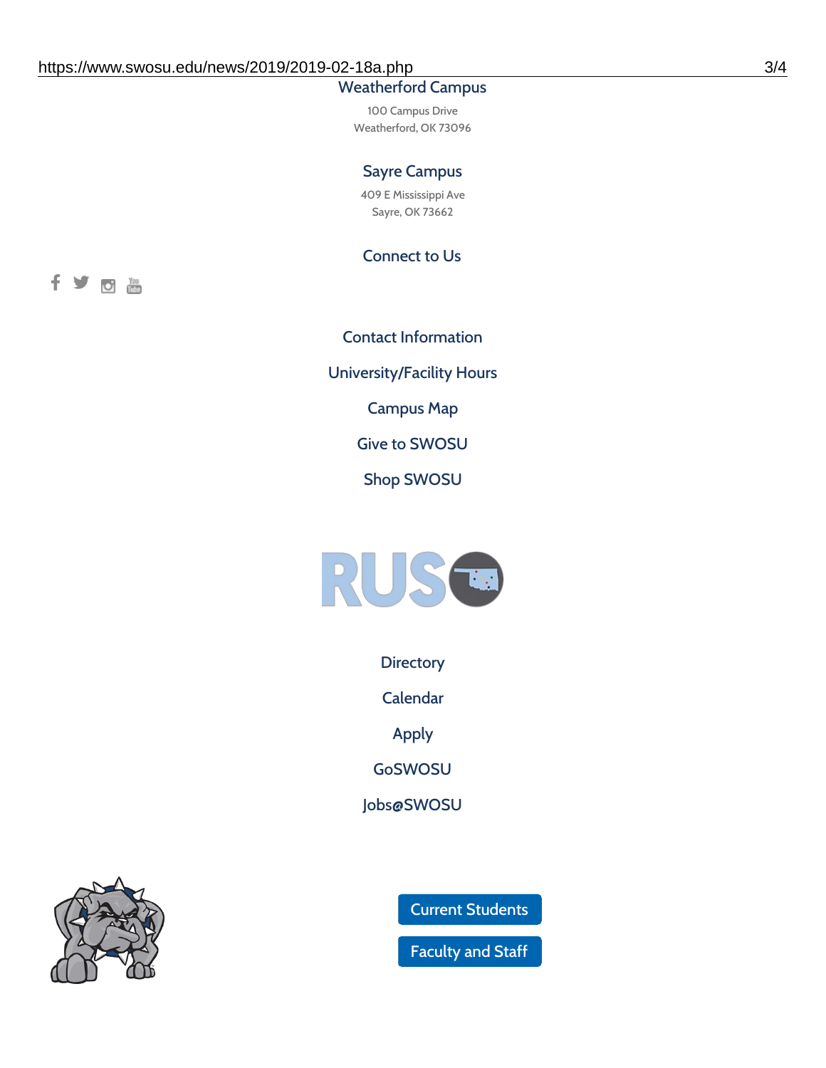Weatherford Campus

100 Campus Drive
Weatherford, OK 73096

Sayre Campus

409 E Mississippi Ave
Sayre, OK 73662

Connect to Us

Contact Information

University/Facility Hours

Campus Map

Give to SWOSU

Shop SWOSU

Directory

Calendar

Apply

GoSWOSU

Jobs@SWOSU

Current Students

Faculty and Staff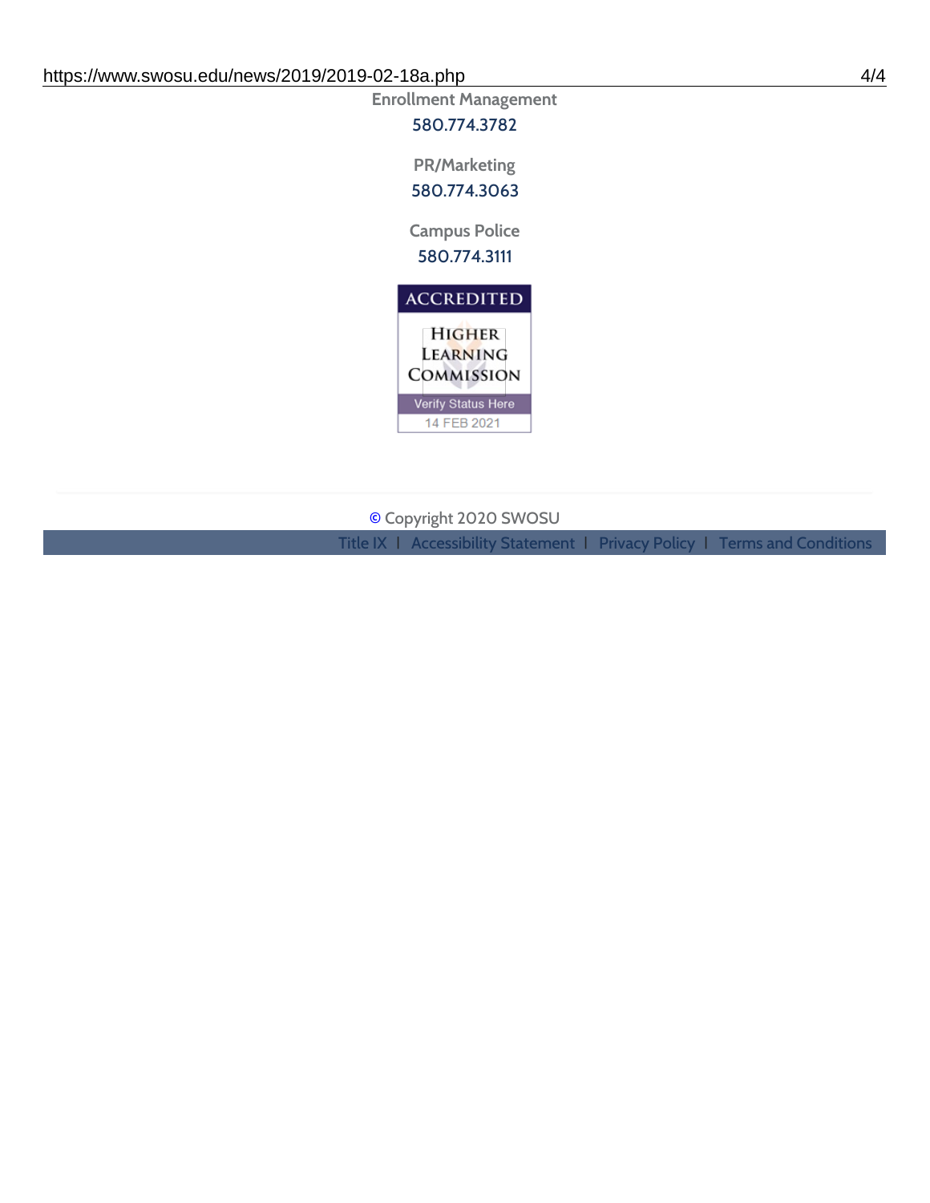Enrollment Management

580.774.3782

PR/Marketing

580.774.3063

Campus Police

580.774.3111

ACCREDITED

HIGHER LEARNING COMMISSION

Verify Status Here

14 FEB 2021

© Copyright 2020 SWOSU

Title IX | Accessibility Statement | Privacy Policy | Terms and Conditions